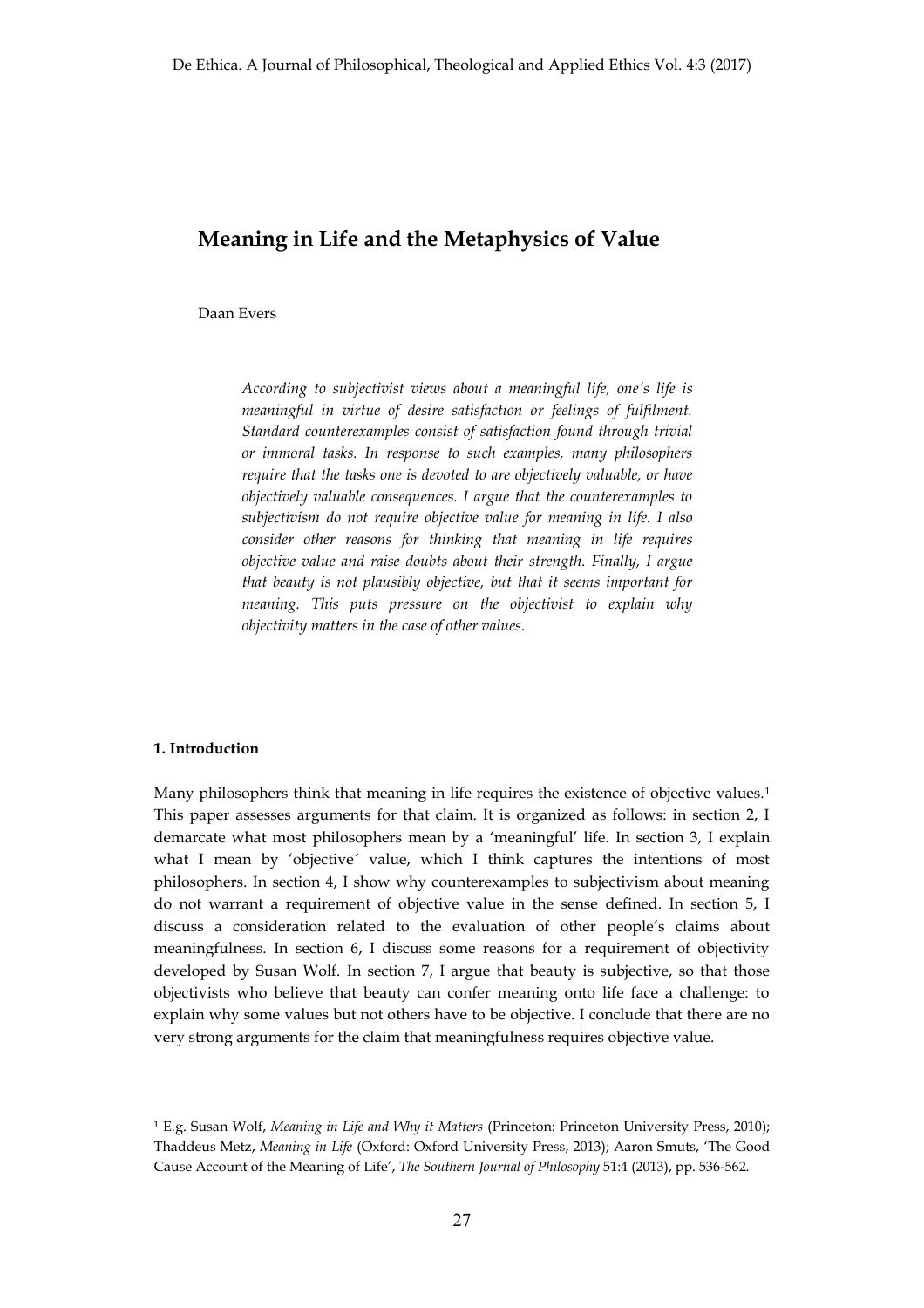# Meaning in Life and the Metaphysics of Value

Daan Evers

*According to subjectivist views about a meaningful life, one's life is meaningful in virtue of desire satisfaction or feelings of fulfilment. Standard counterexamples consist of satisfaction found through trivial or immoral tasks. In response to such examples, many philosophers require that the tasks one is devoted to are objectively valuable, or have objectively valuable consequences. I argue that the counterexamples to subjectivism do not require objective value for meaning in life. I also consider other reasons for thinking that meaning in life requires objective value and raise doubts about their strength. Finally, I argue that beauty is not plausibly objective, but that it seems important for meaning. This puts pressure on the objectivist to explain why objectivity matters in the case of other values.*

#### 1. Introduction

Many philosophers think that meaning in life requires the existence of objective values.[1] This paper assesses arguments for that claim. It is organized as follows: in section 2, I demarcate what most philosophers mean by a 'meaningful' life. In section 3, I explain what I mean by 'objective´ value, which I think captures the intentions of most philosophers. In section 4, I show why counterexamples to subjectivism about meaning do not warrant a requirement of objective value in the sense defined. In section 5, I discuss a consideration related to the evaluation of other people's claims about meaningfulness. In section 6, I discuss some reasons for a requirement of objectivity developed by Susan Wolf. In section 7, I argue that beauty is subjective, so that those objectivists who believe that beauty can confer meaning onto life face a challenge: to explain why some values but not others have to be objective. I conclude that there are no very strong arguments for the claim that meaningfulness requires objective value.

[1] E.g. Susan Wolf, *Meaning in Life and Why it Matters* (Princeton: Princeton University Press, 2010); Thaddeus Metz, *Meaning in Life* (Oxford: Oxford University Press, 2013); Aaron Smuts, 'The Good Cause Account of the Meaning of Life', *The Southern Journal of Philosophy* 51:4 (2013), pp. 536-562.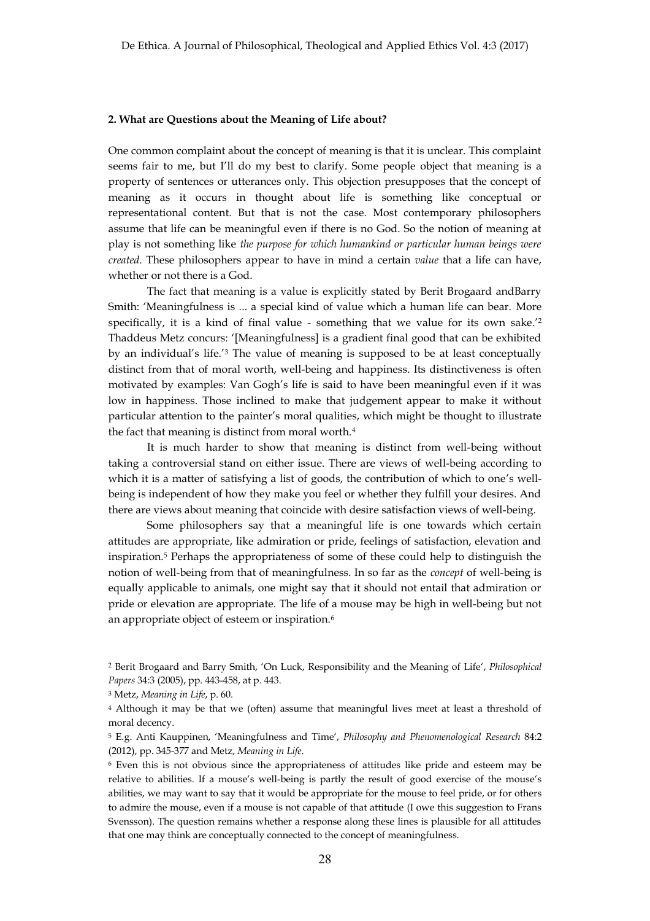## 2. What are Questions about the Meaning of Life about?

One common complaint about the concept of meaning is that it is unclear. This complaint seems fair to me, but I'll do my best to clarify. Some people object that meaning is a property of sentences or utterances only. This objection presupposes that the concept of meaning as it occurs in thought about life is something like conceptual or representational content. But that is not the case. Most contemporary philosophers assume that life can be meaningful even if there is no God. So the notion of meaning at play is not something like *the purpose for which humankind or particular human beings were created*. These philosophers appear to have in mind a certain *value* that a life can have, whether or not there is a God.

The fact that meaning is a value is explicitly stated by Berit Brogaard andBarry Smith: 'Meaningfulness is ... a special kind of value which a human life can bear. More specifically, it is a kind of final value - something that we value for its own sake.'[2] Thaddeus Metz concurs: '[Meaningfulness] is a gradient final good that can be exhibited by an individual's life.'[3] The value of meaning is supposed to be at least conceptually distinct from that of moral worth, well-being and happiness. Its distinctiveness is often motivated by examples: Van Gogh's life is said to have been meaningful even if it was low in happiness. Those inclined to make that judgement appear to make it without particular attention to the painter's moral qualities, which might be thought to illustrate the fact that meaning is distinct from moral worth.[4]

It is much harder to show that meaning is distinct from well-being without taking a controversial stand on either issue. There are views of well-being according to which it is a matter of satisfying a list of goods, the contribution of which to one's well-being is independent of how they make you feel or whether they fulfill your desires. And there are views about meaning that coincide with desire satisfaction views of well-being.

Some philosophers say that a meaningful life is one towards which certain attitudes are appropriate, like admiration or pride, feelings of satisfaction, elevation and inspiration.[5] Perhaps the appropriateness of some of these could help to distinguish the notion of well-being from that of meaningfulness. In so far as the *concept* of well-being is equally applicable to animals, one might say that it should not entail that admiration or pride or elevation are appropriate. The life of a mouse may be high in well-being but not an appropriate object of esteem or inspiration.[6]

[2] Berit Brogaard and Barry Smith, 'On Luck, Responsibility and the Meaning of Life', *Philosophical Papers* 34:3 (2005), pp. 443-458, at p. 443.

[3] Metz, *Meaning in Life*, p. 60.

[4] Although it may be that we (often) assume that meaningful lives meet at least a threshold of moral decency.

[5] E.g. Anti Kauppinen, 'Meaningfulness and Time', *Philosophy and Phenomenological Research* 84:2 (2012), pp. 345-377 and Metz, *Meaning in Life*.

[6] Even this is not obvious since the appropriateness of attitudes like pride and esteem may be relative to abilities. If a mouse's well-being is partly the result of good exercise of the mouse's abilities, we may want to say that it would be appropriate for the mouse to feel pride, or for others to admire the mouse, even if a mouse is not capable of that attitude (I owe this suggestion to Frans Svensson). The question remains whether a response along these lines is plausible for all attitudes that one may think are conceptually connected to the concept of meaningfulness.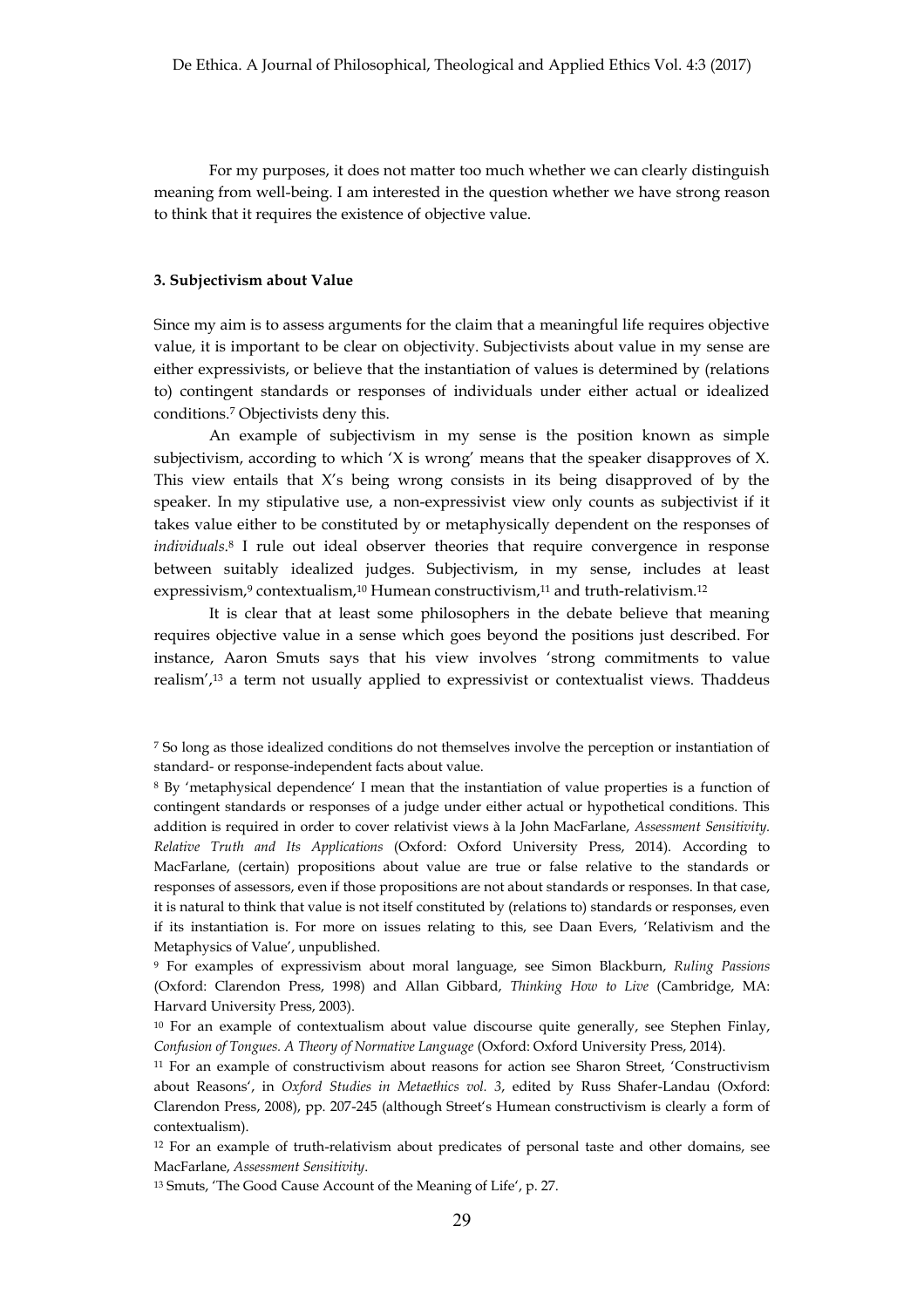For my purposes, it does not matter too much whether we can clearly distinguish meaning from well-being. I am interested in the question whether we have strong reason to think that it requires the existence of objective value.

### 3. Subjectivism about Value

Since my aim is to assess arguments for the claim that a meaningful life requires objective value, it is important to be clear on objectivity. Subjectivists about value in my sense are either expressivists, or believe that the instantiation of values is determined by (relations to) contingent standards or responses of individuals under either actual or idealized conditions.[7] Objectivists deny this.

An example of subjectivism in my sense is the position known as simple subjectivism, according to which 'X is wrong' means that the speaker disapproves of X. This view entails that X's being wrong consists in its being disapproved of by the speaker. In my stipulative use, a non-expressivist view only counts as subjectivist if it takes value either to be constituted by or metaphysically dependent on the responses of *individuals*.[8] I rule out ideal observer theories that require convergence in response between suitably idealized judges. Subjectivism, in my sense, includes at least expressivism,[9] contextualism,[10] Humean constructivism,[11] and truth-relativism.[12]

It is clear that at least some philosophers in the debate believe that meaning requires objective value in a sense which goes beyond the positions just described. For instance, Aaron Smuts says that his view involves 'strong commitments to value realism',[13] a term not usually applied to expressivist or contextualist views. Thaddeus

---

[7] So long as those idealized conditions do not themselves involve the perception or instantiation of standard- or response-independent facts about value.

[8] By 'metaphysical dependence' I mean that the instantiation of value properties is a function of contingent standards or responses of a judge under either actual or hypothetical conditions. This addition is required in order to cover relativist views à la John MacFarlane, *Assessment Sensitivity. Relative Truth and Its Applications* (Oxford: Oxford University Press, 2014). According to MacFarlane, (certain) propositions about value are true or false relative to the standards or responses of assessors, even if those propositions are not about standards or responses. In that case, it is natural to think that value is not itself constituted by (relations to) standards or responses, even if its instantiation is. For more on issues relating to this, see Daan Evers, 'Relativism and the Metaphysics of Value', unpublished.

[9] For examples of expressivism about moral language, see Simon Blackburn, *Ruling Passions* (Oxford: Clarendon Press, 1998) and Allan Gibbard, *Thinking How to Live* (Cambridge, MA: Harvard University Press, 2003).

[10] For an example of contextualism about value discourse quite generally, see Stephen Finlay, *Confusion of Tongues. A Theory of Normative Language* (Oxford: Oxford University Press, 2014).

[11] For an example of constructivism about reasons for action see Sharon Street, 'Constructivism about Reasons', in *Oxford Studies in Metaethics vol. 3*, edited by Russ Shafer-Landau (Oxford: Clarendon Press, 2008), pp. 207-245 (although Street's Humean constructivism is clearly a form of contextualism).

[12] For an example of truth-relativism about predicates of personal taste and other domains, see MacFarlane, *Assessment Sensitivity*.

[13] Smuts, 'The Good Cause Account of the Meaning of Life', p. 27.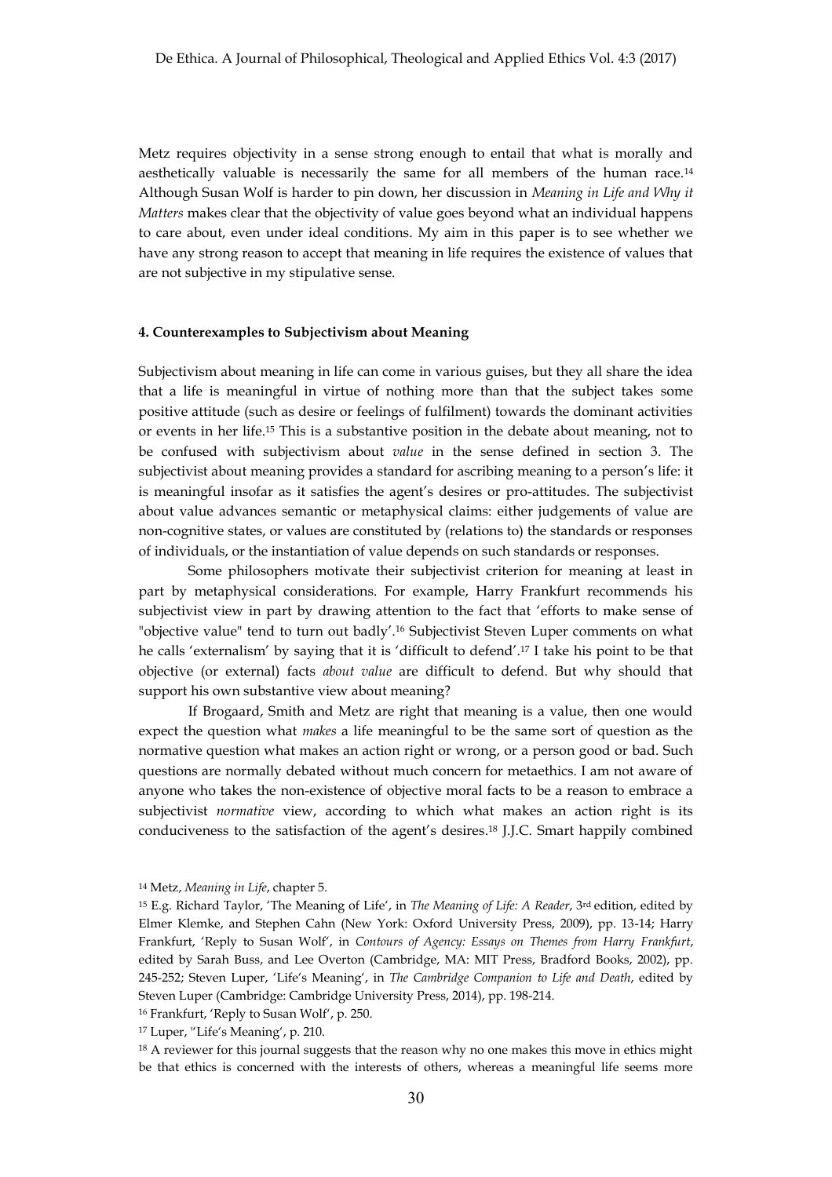Metz requires objectivity in a sense strong enough to entail that what is morally and aesthetically valuable is necessarily the same for all members of the human race.[14] Although Susan Wolf is harder to pin down, her discussion in *Meaning in Life and Why it Matters* makes clear that the objectivity of value goes beyond what an individual happens to care about, even under ideal conditions. My aim in this paper is to see whether we have any strong reason to accept that meaning in life requires the existence of values that are not subjective in my stipulative sense.

### 4. Counterexamples to Subjectivism about Meaning

Subjectivism about meaning in life can come in various guises, but they all share the idea that a life is meaningful in virtue of nothing more than that the subject takes some positive attitude (such as desire or feelings of fulfilment) towards the dominant activities or events in her life.[15] This is a substantive position in the debate about meaning, not to be confused with subjectivism about *value* in the sense defined in section 3. The subjectivist about meaning provides a standard for ascribing meaning to a person's life: it is meaningful insofar as it satisfies the agent's desires or pro-attitudes. The subjectivist about value advances semantic or metaphysical claims: either judgements of value are non-cognitive states, or values are constituted by (relations to) the standards or responses of individuals, or the instantiation of value depends on such standards or responses.

Some philosophers motivate their subjectivist criterion for meaning at least in part by metaphysical considerations. For example, Harry Frankfurt recommends his subjectivist view in part by drawing attention to the fact that 'efforts to make sense of "objective value" tend to turn out badly'.[16] Subjectivist Steven Luper comments on what he calls 'externalism' by saying that it is 'difficult to defend'.[17] I take his point to be that objective (or external) facts *about value* are difficult to defend. But why should that support his own substantive view about meaning?

If Brogaard, Smith and Metz are right that meaning is a value, then one would expect the question what *makes* a life meaningful to be the same sort of question as the normative question what makes an action right or wrong, or a person good or bad. Such questions are normally debated without much concern for metaethics. I am not aware of anyone who takes the non-existence of objective moral facts to be a reason to embrace a subjectivist *normative* view, according to which what makes an action right is its conduciveness to the satisfaction of the agent's desires.[18] J.J.C. Smart happily combined

---

[14] Metz, *Meaning in Life*, chapter 5.

[15] E.g. Richard Taylor, 'The Meaning of Life', in *The Meaning of Life: A Reader*, 3rd edition, edited by Elmer Klemke, and Stephen Cahn (New York: Oxford University Press, 2009), pp. 13-14; Harry Frankfurt, 'Reply to Susan Wolf', in *Contours of Agency: Essays on Themes from Harry Frankfurt*, edited by Sarah Buss, and Lee Overton (Cambridge, MA: MIT Press, Bradford Books, 2002), pp. 245-252; Steven Luper, 'Life's Meaning', in *The Cambridge Companion to Life and Death*, edited by Steven Luper (Cambridge: Cambridge University Press, 2014), pp. 198-214.

[16] Frankfurt, 'Reply to Susan Wolf', p. 250.

[17] Luper, ''Life's Meaning', p. 210.

[18] A reviewer for this journal suggests that the reason why no one makes this move in ethics might be that ethics is concerned with the interests of others, whereas a meaningful life seems more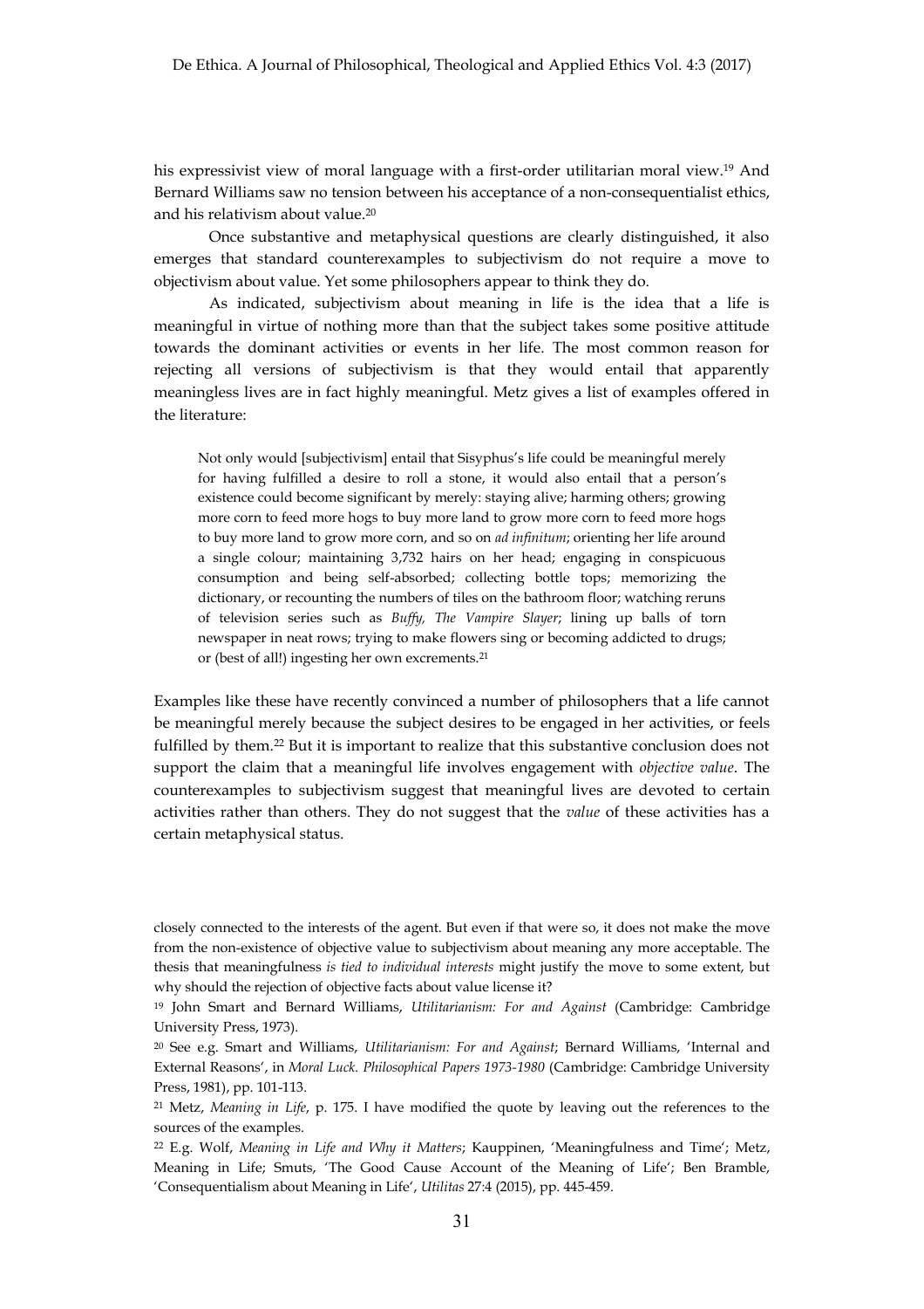his expressivist view of moral language with a first-order utilitarian moral view.[19] And Bernard Williams saw no tension between his acceptance of a non-consequentialist ethics, and his relativism about value.[20]

Once substantive and metaphysical questions are clearly distinguished, it also emerges that standard counterexamples to subjectivism do not require a move to objectivism about value. Yet some philosophers appear to think they do.

As indicated, subjectivism about meaning in life is the idea that a life is meaningful in virtue of nothing more than that the subject takes some positive attitude towards the dominant activities or events in her life. The most common reason for rejecting all versions of subjectivism is that they would entail that apparently meaningless lives are in fact highly meaningful. Metz gives a list of examples offered in the literature:

> Not only would [subjectivism] entail that Sisyphus's life could be meaningful merely for having fulfilled a desire to roll a stone, it would also entail that a person's existence could become significant by merely: staying alive; harming others; growing more corn to feed more hogs to buy more land to grow more corn to feed more hogs to buy more land to grow more corn, and so on *ad infinitum*; orienting her life around a single colour; maintaining 3,732 hairs on her head; engaging in conspicuous consumption and being self-absorbed; collecting bottle tops; memorizing the dictionary, or recounting the numbers of tiles on the bathroom floor; watching reruns of television series such as *Buffy, The Vampire Slayer*; lining up balls of torn newspaper in neat rows; trying to make flowers sing or becoming addicted to drugs; or (best of all!) ingesting her own excrements.[21]

Examples like these have recently convinced a number of philosophers that a life cannot be meaningful merely because the subject desires to be engaged in her activities, or feels fulfilled by them.[22] But it is important to realize that this substantive conclusion does not support the claim that a meaningful life involves engagement with *objective value*. The counterexamples to subjectivism suggest that meaningful lives are devoted to certain activities rather than others. They do not suggest that the *value* of these activities has a certain metaphysical status.

---

closely connected to the interests of the agent. But even if that were so, it does not make the move from the non-existence of objective value to subjectivism about meaning any more acceptable. The thesis that meaningfulness *is tied to individual interests* might justify the move to some extent, but why should the rejection of objective facts about value license it?

[19] John Smart and Bernard Williams, *Utilitarianism: For and Against* (Cambridge: Cambridge University Press, 1973).

[20] See e.g. Smart and Williams, *Utilitarianism: For and Against*; Bernard Williams, 'Internal and External Reasons', in *Moral Luck. Philosophical Papers 1973-1980* (Cambridge: Cambridge University Press, 1981), pp. 101-113.

[21] Metz, *Meaning in Life*, p. 175. I have modified the quote by leaving out the references to the sources of the examples.

[22] E.g. Wolf, *Meaning in Life and Why it Matters*; Kauppinen, 'Meaningfulness and Time'; Metz, Meaning in Life; Smuts, 'The Good Cause Account of the Meaning of Life'; Ben Bramble, 'Consequentialism about Meaning in Life', *Utilitas* 27:4 (2015), pp. 445-459.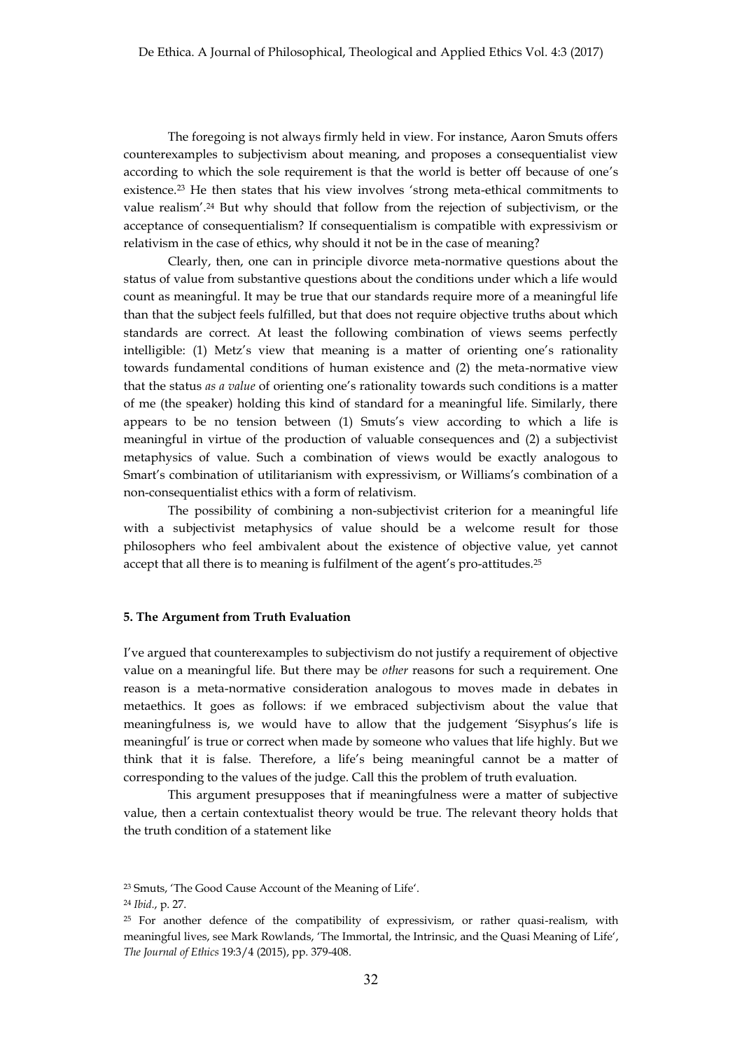The foregoing is not always firmly held in view. For instance, Aaron Smuts offers counterexamples to subjectivism about meaning, and proposes a consequentialist view according to which the sole requirement is that the world is better off because of one's existence.[23] He then states that his view involves 'strong meta-ethical commitments to value realism'.[24] But why should that follow from the rejection of subjectivism, or the acceptance of consequentialism? If consequentialism is compatible with expressivism or relativism in the case of ethics, why should it not be in the case of meaning?

Clearly, then, one can in principle divorce meta-normative questions about the status of value from substantive questions about the conditions under which a life would count as meaningful. It may be true that our standards require more of a meaningful life than that the subject feels fulfilled, but that does not require objective truths about which standards are correct. At least the following combination of views seems perfectly intelligible: (1) Metz's view that meaning is a matter of orienting one's rationality towards fundamental conditions of human existence and (2) the meta-normative view that the status *as a value* of orienting one's rationality towards such conditions is a matter of me (the speaker) holding this kind of standard for a meaningful life. Similarly, there appears to be no tension between (1) Smuts's view according to which a life is meaningful in virtue of the production of valuable consequences and (2) a subjectivist metaphysics of value. Such a combination of views would be exactly analogous to Smart's combination of utilitarianism with expressivism, or Williams's combination of a non-consequentialist ethics with a form of relativism.

The possibility of combining a non-subjectivist criterion for a meaningful life with a subjectivist metaphysics of value should be a welcome result for those philosophers who feel ambivalent about the existence of objective value, yet cannot accept that all there is to meaning is fulfilment of the agent's pro-attitudes.[25]

## 5. The Argument from Truth Evaluation

I've argued that counterexamples to subjectivism do not justify a requirement of objective value on a meaningful life. But there may be *other* reasons for such a requirement. One reason is a meta-normative consideration analogous to moves made in debates in metaethics. It goes as follows: if we embraced subjectivism about the value that meaningfulness is, we would have to allow that the judgement 'Sisyphus's life is meaningful' is true or correct when made by someone who values that life highly. But we think that it is false. Therefore, a life's being meaningful cannot be a matter of corresponding to the values of the judge. Call this the problem of truth evaluation.

This argument presupposes that if meaningfulness were a matter of subjective value, then a certain contextualist theory would be true. The relevant theory holds that the truth condition of a statement like

---

[23] Smuts, 'The Good Cause Account of the Meaning of Life'.

[24] *Ibid.*, p. 27.

[25] For another defence of the compatibility of expressivism, or rather quasi-realism, with meaningful lives, see Mark Rowlands, 'The Immortal, the Intrinsic, and the Quasi Meaning of Life', *The Journal of Ethics* 19:3/4 (2015), pp. 379-408.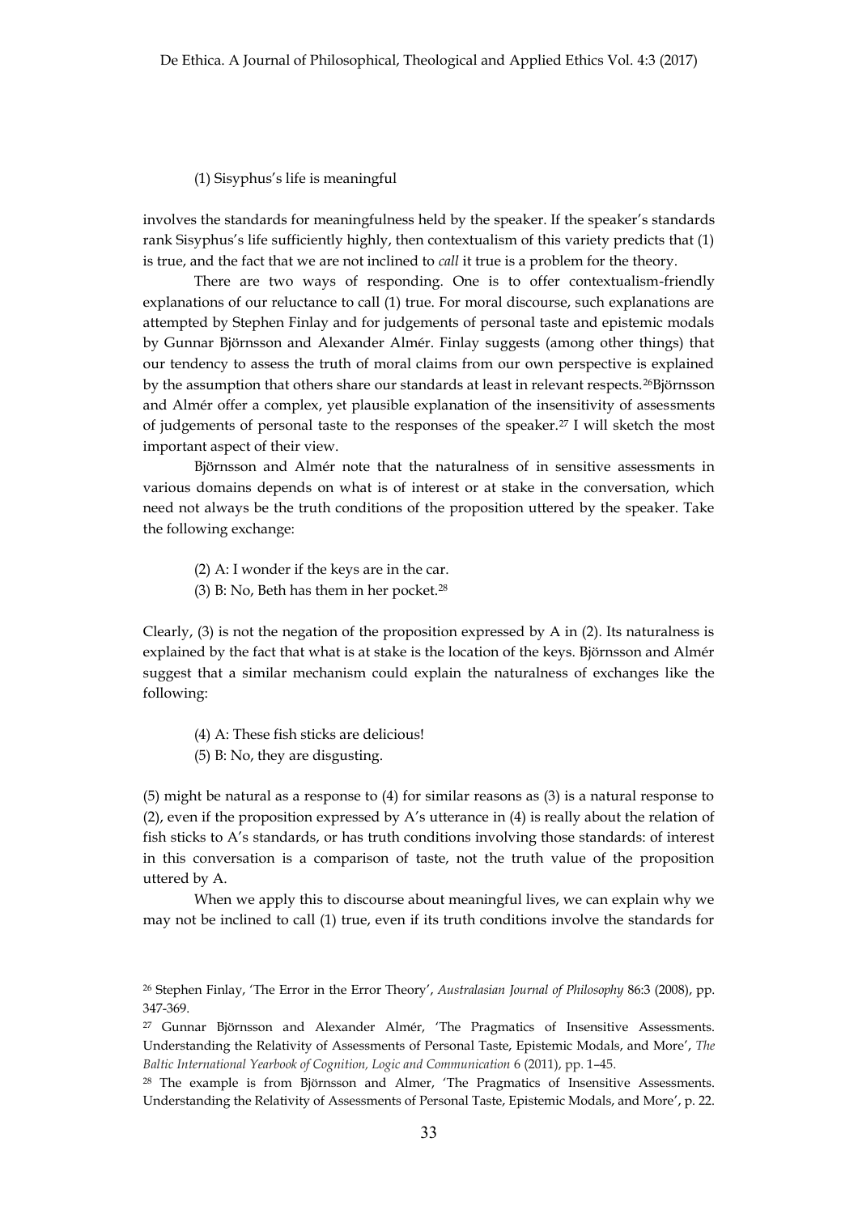(1) Sisyphus's life is meaningful

involves the standards for meaningfulness held by the speaker. If the speaker's standards rank Sisyphus's life sufficiently highly, then contextualism of this variety predicts that (1) is true, and the fact that we are not inclined to *call* it true is a problem for the theory.

There are two ways of responding. One is to offer contextualism-friendly explanations of our reluctance to call (1) true. For moral discourse, such explanations are attempted by Stephen Finlay and for judgements of personal taste and epistemic modals by Gunnar Björnsson and Alexander Almér. Finlay suggests (among other things) that our tendency to assess the truth of moral claims from our own perspective is explained by the assumption that others share our standards at least in relevant respects.[26] Björnsson and Almér offer a complex, yet plausible explanation of the insensitivity of assessments of judgements of personal taste to the responses of the speaker.[27] I will sketch the most important aspect of their view.

Björnsson and Almér note that the naturalness of in sensitive assessments in various domains depends on what is of interest or at stake in the conversation, which need not always be the truth conditions of the proposition uttered by the speaker. Take the following exchange:

(2) A: I wonder if the keys are in the car.
(3) B: No, Beth has them in her pocket.[28]

Clearly, (3) is not the negation of the proposition expressed by A in (2). Its naturalness is explained by the fact that what is at stake is the location of the keys. Björnsson and Almér suggest that a similar mechanism could explain the naturalness of exchanges like the following:

(4) A: These fish sticks are delicious!
(5) B: No, they are disgusting.

(5) might be natural as a response to (4) for similar reasons as (3) is a natural response to (2), even if the proposition expressed by A's utterance in (4) is really about the relation of fish sticks to A's standards, or has truth conditions involving those standards: of interest in this conversation is a comparison of taste, not the truth value of the proposition uttered by A.

When we apply this to discourse about meaningful lives, we can explain why we may not be inclined to call (1) true, even if its truth conditions involve the standards for

[26] Stephen Finlay, 'The Error in the Error Theory', *Australasian Journal of Philosophy* 86:3 (2008), pp. 347-369.

[27] Gunnar Björnsson and Alexander Almér, 'The Pragmatics of Insensitive Assessments. Understanding the Relativity of Assessments of Personal Taste, Epistemic Modals, and More', *The Baltic International Yearbook of Cognition, Logic and Communication* 6 (2011), pp. 1–45.

[28] The example is from Björnsson and Almer, 'The Pragmatics of Insensitive Assessments. Understanding the Relativity of Assessments of Personal Taste, Epistemic Modals, and More', p. 22.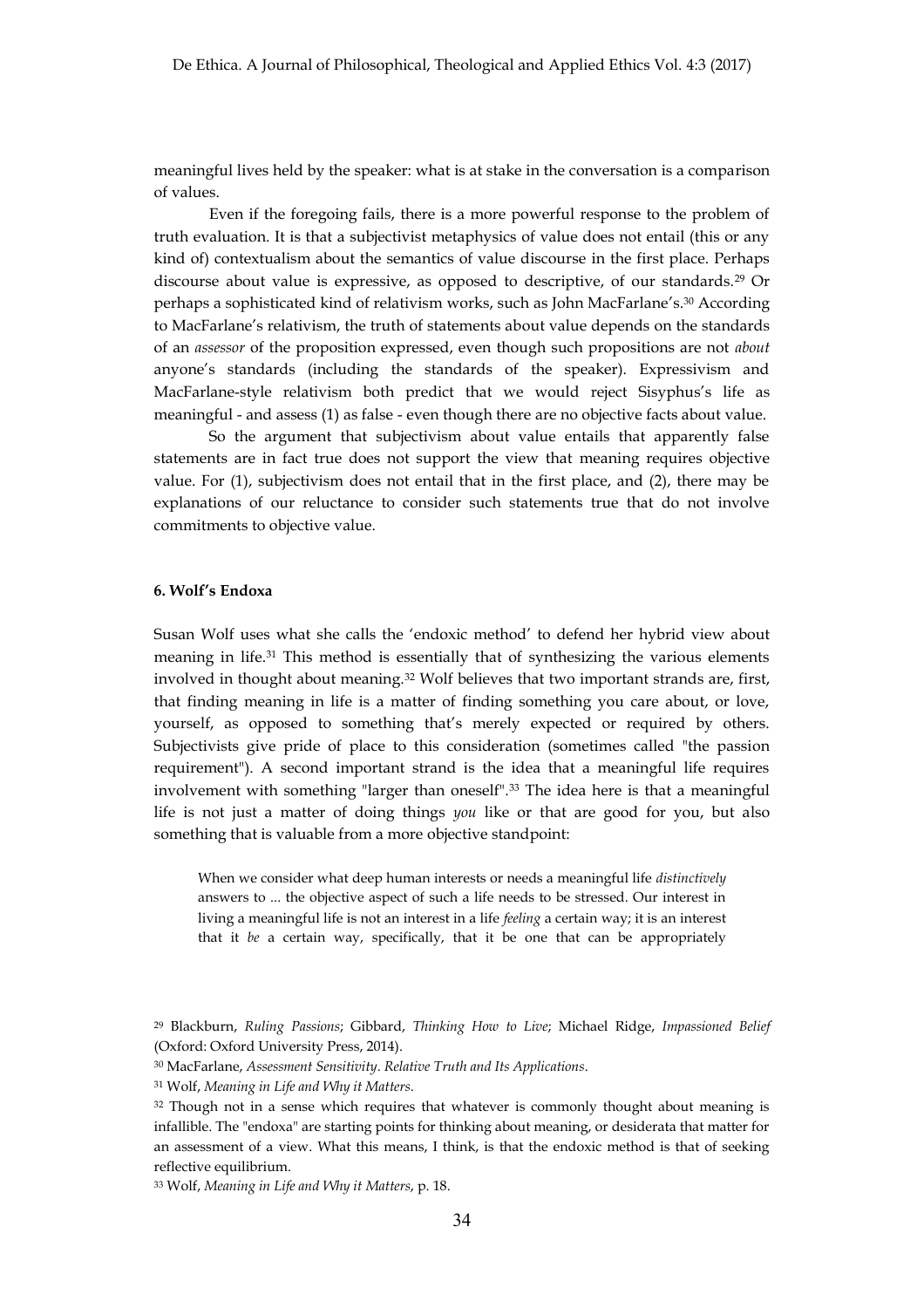meaningful lives held by the speaker: what is at stake in the conversation is a comparison of values.

Even if the foregoing fails, there is a more powerful response to the problem of truth evaluation. It is that a subjectivist metaphysics of value does not entail (this or any kind of) contextualism about the semantics of value discourse in the first place. Perhaps discourse about value is expressive, as opposed to descriptive, of our standards.[29] Or perhaps a sophisticated kind of relativism works, such as John MacFarlane's.[30] According to MacFarlane's relativism, the truth of statements about value depends on the standards of an *assessor* of the proposition expressed, even though such propositions are not *about* anyone's standards (including the standards of the speaker). Expressivism and MacFarlane-style relativism both predict that we would reject Sisyphus's life as meaningful - and assess (1) as false - even though there are no objective facts about value.

So the argument that subjectivism about value entails that apparently false statements are in fact true does not support the view that meaning requires objective value. For (1), subjectivism does not entail that in the first place, and (2), there may be explanations of our reluctance to consider such statements true that do not involve commitments to objective value.

### 6. Wolf's Endoxa

Susan Wolf uses what she calls the 'endoxic method' to defend her hybrid view about meaning in life.[31] This method is essentially that of synthesizing the various elements involved in thought about meaning.[32] Wolf believes that two important strands are, first, that finding meaning in life is a matter of finding something you care about, or love, yourself, as opposed to something that's merely expected or required by others. Subjectivists give pride of place to this consideration (sometimes called "the passion requirement"). A second important strand is the idea that a meaningful life requires involvement with something "larger than oneself".[33] The idea here is that a meaningful life is not just a matter of doing things *you* like or that are good for you, but also something that is valuable from a more objective standpoint:

> When we consider what deep human interests or needs a meaningful life *distinctively* answers to ... the objective aspect of such a life needs to be stressed. Our interest in living a meaningful life is not an interest in a life *feeling* a certain way; it is an interest that it *be* a certain way, specifically, that it be one that can be appropriately

[29] Blackburn, *Ruling Passions*; Gibbard, *Thinking How to Live*; Michael Ridge, *Impassioned Belief* (Oxford: Oxford University Press, 2014).

[30] MacFarlane, *Assessment Sensitivity. Relative Truth and Its Applications*.

[31] Wolf, *Meaning in Life and Why it Matters*.

[32] Though not in a sense which requires that whatever is commonly thought about meaning is infallible. The "endoxa" are starting points for thinking about meaning, or desiderata that matter for an assessment of a view. What this means, I think, is that the endoxic method is that of seeking reflective equilibrium.

[33] Wolf, *Meaning in Life and Why it Matters*, p. 18.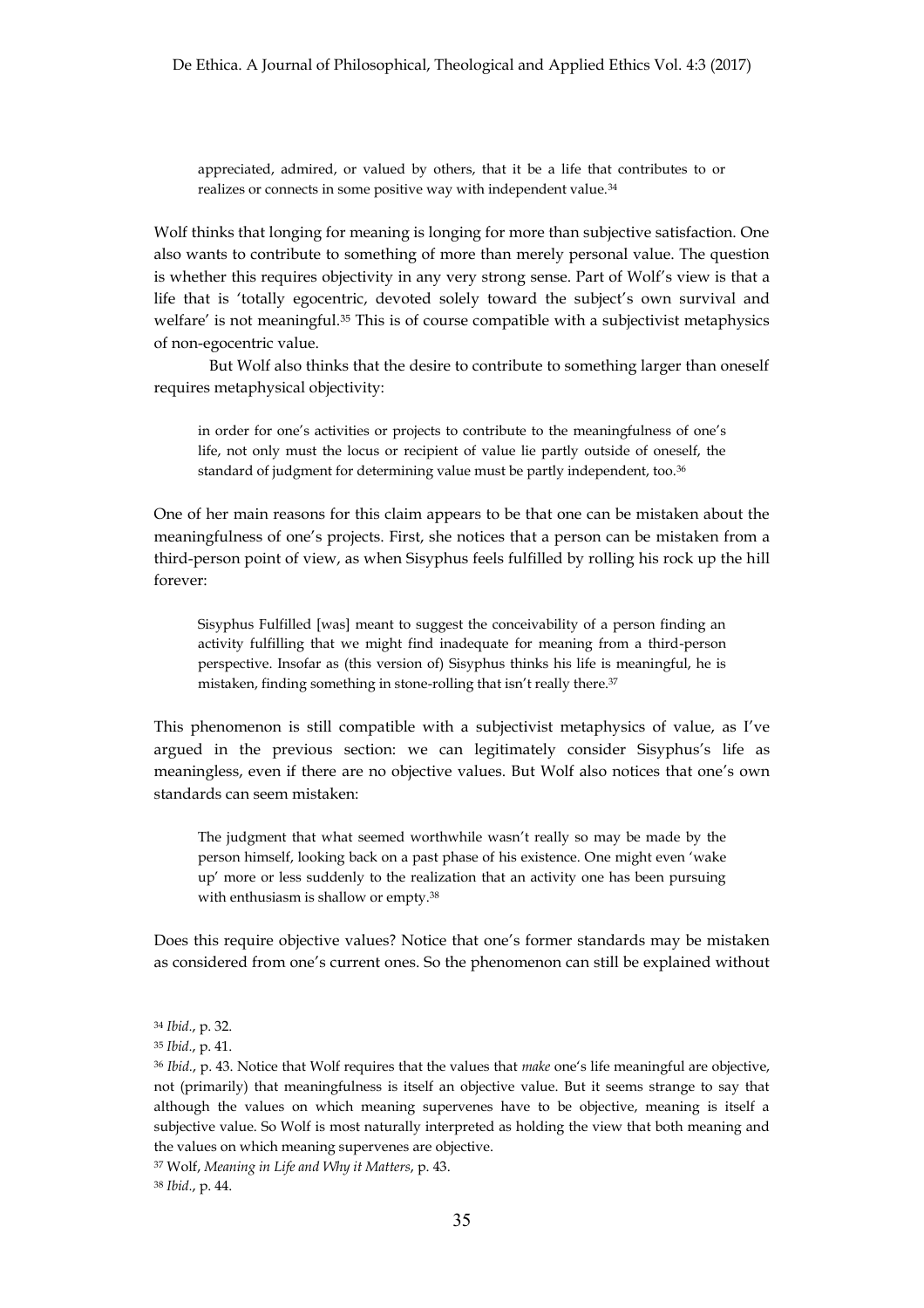> appreciated, admired, or valued by others, that it be a life that contributes to or realizes or connects in some positive way with independent value.[34]

Wolf thinks that longing for meaning is longing for more than subjective satisfaction. One also wants to contribute to something of more than merely personal value. The question is whether this requires objectivity in any very strong sense. Part of Wolf's view is that a life that is 'totally egocentric, devoted solely toward the subject's own survival and welfare' is not meaningful.[35] This is of course compatible with a subjectivist metaphysics of non-egocentric value.

But Wolf also thinks that the desire to contribute to something larger than oneself requires metaphysical objectivity:

> in order for one's activities or projects to contribute to the meaningfulness of one's life, not only must the locus or recipient of value lie partly outside of oneself, the standard of judgment for determining value must be partly independent, too.[36]

One of her main reasons for this claim appears to be that one can be mistaken about the meaningfulness of one's projects. First, she notices that a person can be mistaken from a third-person point of view, as when Sisyphus feels fulfilled by rolling his rock up the hill forever:

> Sisyphus Fulfilled [was] meant to suggest the conceivability of a person finding an activity fulfilling that we might find inadequate for meaning from a third-person perspective. Insofar as (this version of) Sisyphus thinks his life is meaningful, he is mistaken, finding something in stone-rolling that isn't really there.[37]

This phenomenon is still compatible with a subjectivist metaphysics of value, as I've argued in the previous section: we can legitimately consider Sisyphus's life as meaningless, even if there are no objective values. But Wolf also notices that one's own standards can seem mistaken:

> The judgment that what seemed worthwhile wasn't really so may be made by the person himself, looking back on a past phase of his existence. One might even 'wake up' more or less suddenly to the realization that an activity one has been pursuing with enthusiasm is shallow or empty.[38]

Does this require objective values? Notice that one's former standards may be mistaken as considered from one's current ones. So the phenomenon can still be explained without

---

[34] *Ibid.*, p. 32.

[35] *Ibid.*, p. 41.

[36] *Ibid.*, p. 43. Notice that Wolf requires that the values that *make* one's life meaningful are objective, not (primarily) that meaningfulness is itself an objective value. But it seems strange to say that although the values on which meaning supervenes have to be objective, meaning is itself a subjective value. So Wolf is most naturally interpreted as holding the view that both meaning and the values on which meaning supervenes are objective.

[37] Wolf, *Meaning in Life and Why it Matters*, p. 43.

[38] *Ibid.*, p. 44.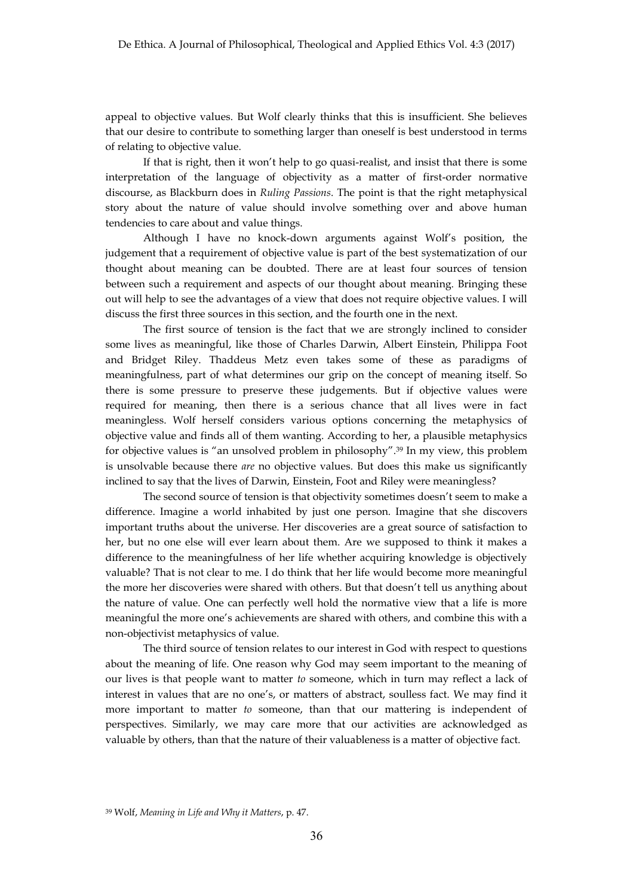appeal to objective values. But Wolf clearly thinks that this is insufficient. She believes that our desire to contribute to something larger than oneself is best understood in terms of relating to objective value.

If that is right, then it won't help to go quasi-realist, and insist that there is some interpretation of the language of objectivity as a matter of first-order normative discourse, as Blackburn does in *Ruling Passions.* The point is that the right metaphysical story about the nature of value should involve something over and above human tendencies to care about and value things.

Although I have no knock-down arguments against Wolf's position, the judgement that a requirement of objective value is part of the best systematization of our thought about meaning can be doubted. There are at least four sources of tension between such a requirement and aspects of our thought about meaning. Bringing these out will help to see the advantages of a view that does not require objective values. I will discuss the first three sources in this section, and the fourth one in the next.

The first source of tension is the fact that we are strongly inclined to consider some lives as meaningful, like those of Charles Darwin, Albert Einstein, Philippa Foot and Bridget Riley. Thaddeus Metz even takes some of these as paradigms of meaningfulness, part of what determines our grip on the concept of meaning itself. So there is some pressure to preserve these judgements. But if objective values were required for meaning, then there is a serious chance that all lives were in fact meaningless. Wolf herself considers various options concerning the metaphysics of objective value and finds all of them wanting. According to her, a plausible metaphysics for objective values is "an unsolved problem in philosophy".[39] In my view, this problem is unsolvable because there *are* no objective values. But does this make us significantly inclined to say that the lives of Darwin, Einstein, Foot and Riley were meaningless?

The second source of tension is that objectivity sometimes doesn't seem to make a difference. Imagine a world inhabited by just one person. Imagine that she discovers important truths about the universe. Her discoveries are a great source of satisfaction to her, but no one else will ever learn about them. Are we supposed to think it makes a difference to the meaningfulness of her life whether acquiring knowledge is objectively valuable? That is not clear to me. I do think that her life would become more meaningful the more her discoveries were shared with others. But that doesn't tell us anything about the nature of value. One can perfectly well hold the normative view that a life is more meaningful the more one's achievements are shared with others, and combine this with a non-objectivist metaphysics of value.

The third source of tension relates to our interest in God with respect to questions about the meaning of life. One reason why God may seem important to the meaning of our lives is that people want to matter *to* someone, which in turn may reflect a lack of interest in values that are no one's, or matters of abstract, soulless fact. We may find it more important to matter *to* someone, than that our mattering is independent of perspectives. Similarly, we may care more that our activities are acknowledged as valuable by others, than that the nature of their valuableness is a matter of objective fact.

[39] Wolf, *Meaning in Life and Why it Matters*, p. 47.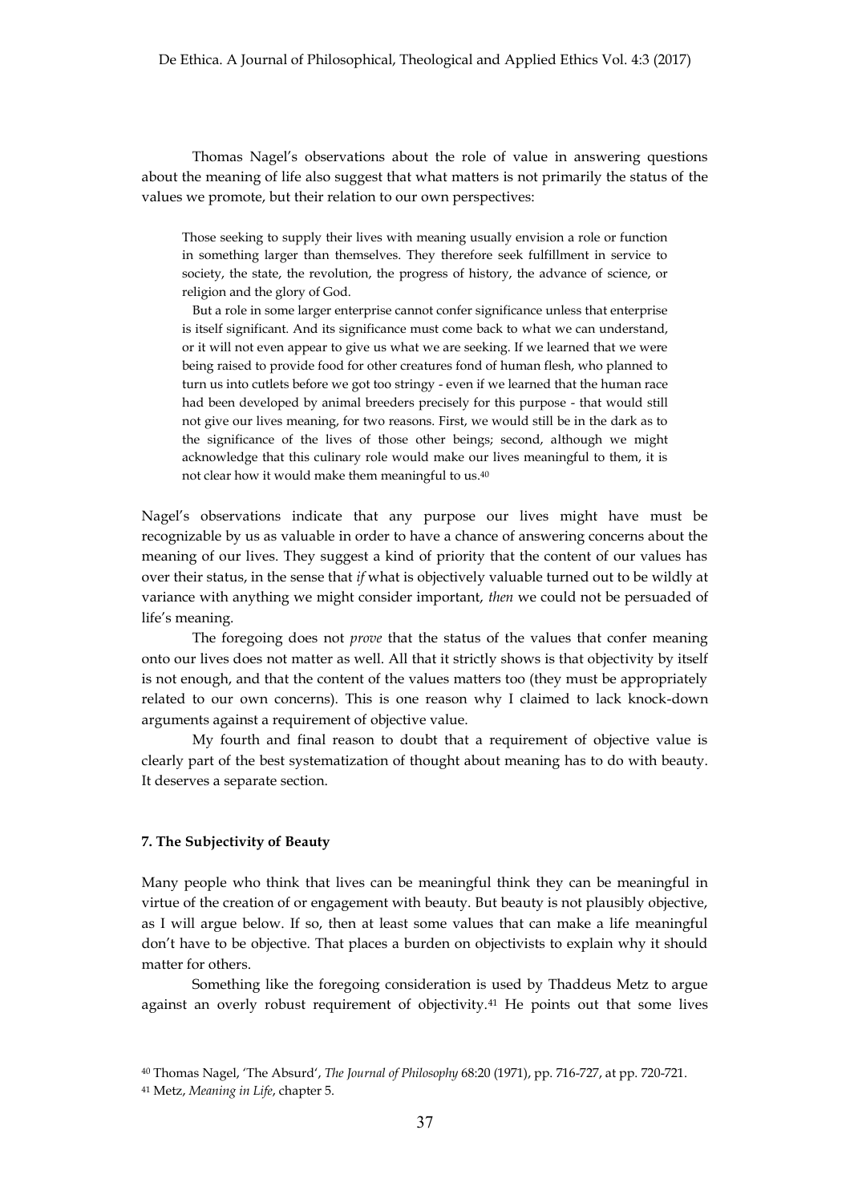Thomas Nagel's observations about the role of value in answering questions about the meaning of life also suggest that what matters is not primarily the status of the values we promote, but their relation to our own perspectives:

> Those seeking to supply their lives with meaning usually envision a role or function in something larger than themselves. They therefore seek fulfillment in service to society, the state, the revolution, the progress of history, the advance of science, or religion and the glory of God.
>
> But a role in some larger enterprise cannot confer significance unless that enterprise is itself significant. And its significance must come back to what we can understand, or it will not even appear to give us what we are seeking. If we learned that we were being raised to provide food for other creatures fond of human flesh, who planned to turn us into cutlets before we got too stringy - even if we learned that the human race had been developed by animal breeders precisely for this purpose - that would still not give our lives meaning, for two reasons. First, we would still be in the dark as to the significance of the lives of those other beings; second, although we might acknowledge that this culinary role would make our lives meaningful to them, it is not clear how it would make them meaningful to us.[40]

Nagel's observations indicate that any purpose our lives might have must be recognizable by us as valuable in order to have a chance of answering concerns about the meaning of our lives. They suggest a kind of priority that the content of our values has over their status, in the sense that *if* what is objectively valuable turned out to be wildly at variance with anything we might consider important, *then* we could not be persuaded of life's meaning.

The foregoing does not *prove* that the status of the values that confer meaning onto our lives does not matter as well. All that it strictly shows is that objectivity by itself is not enough, and that the content of the values matters too (they must be appropriately related to our own concerns). This is one reason why I claimed to lack knock-down arguments against a requirement of objective value.

My fourth and final reason to doubt that a requirement of objective value is clearly part of the best systematization of thought about meaning has to do with beauty. It deserves a separate section.

### 7. The Subjectivity of Beauty

Many people who think that lives can be meaningful think they can be meaningful in virtue of the creation of or engagement with beauty. But beauty is not plausibly objective, as I will argue below. If so, then at least some values that can make a life meaningful don't have to be objective. That places a burden on objectivists to explain why it should matter for others.

Something like the foregoing consideration is used by Thaddeus Metz to argue against an overly robust requirement of objectivity.[41] He points out that some lives

[40] Thomas Nagel, 'The Absurd', *The Journal of Philosophy* 68:20 (1971), pp. 716-727, at pp. 720-721.

[41] Metz, *Meaning in Life*, chapter 5.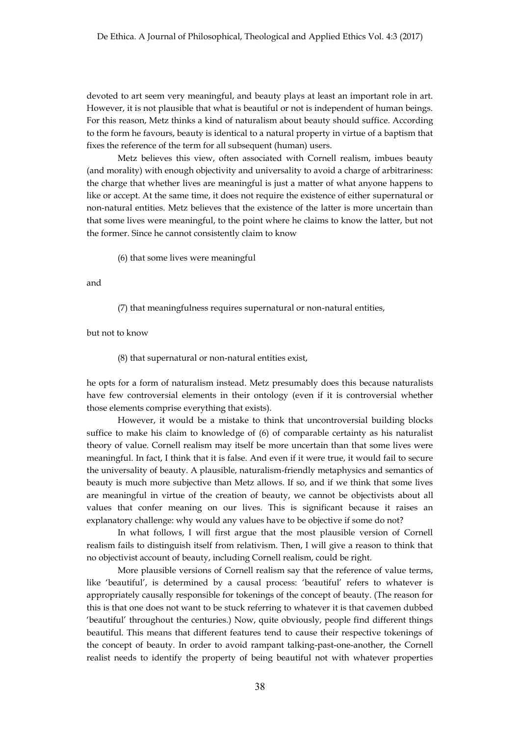devoted to art seem very meaningful, and beauty plays at least an important role in art. However, it is not plausible that what is beautiful or not is independent of human beings. For this reason, Metz thinks a kind of naturalism about beauty should suffice. According to the form he favours, beauty is identical to a natural property in virtue of a baptism that fixes the reference of the term for all subsequent (human) users.

Metz believes this view, often associated with Cornell realism, imbues beauty (and morality) with enough objectivity and universality to avoid a charge of arbitrariness: the charge that whether lives are meaningful is just a matter of what anyone happens to like or accept. At the same time, it does not require the existence of either supernatural or non-natural entities. Metz believes that the existence of the latter is more uncertain than that some lives were meaningful, to the point where he claims to know the latter, but not the former. Since he cannot consistently claim to know

(6) that some lives were meaningful

and

(7) that meaningfulness requires supernatural or non-natural entities,

but not to know

(8) that supernatural or non-natural entities exist,

he opts for a form of naturalism instead. Metz presumably does this because naturalists have few controversial elements in their ontology (even if it is controversial whether those elements comprise everything that exists).

However, it would be a mistake to think that uncontroversial building blocks suffice to make his claim to knowledge of (6) of comparable certainty as his naturalist theory of value. Cornell realism may itself be more uncertain than that some lives were meaningful. In fact, I think that it is false. And even if it were true, it would fail to secure the universality of beauty. A plausible, naturalism-friendly metaphysics and semantics of beauty is much more subjective than Metz allows. If so, and if we think that some lives are meaningful in virtue of the creation of beauty, we cannot be objectivists about all values that confer meaning on our lives. This is significant because it raises an explanatory challenge: why would any values have to be objective if some do not?

In what follows, I will first argue that the most plausible version of Cornell realism fails to distinguish itself from relativism. Then, I will give a reason to think that no objectivist account of beauty, including Cornell realism, could be right.

More plausible versions of Cornell realism say that the reference of value terms, like 'beautiful', is determined by a causal process: 'beautiful' refers to whatever is appropriately causally responsible for tokenings of the concept of beauty. (The reason for this is that one does not want to be stuck referring to whatever it is that cavemen dubbed 'beautiful' throughout the centuries.) Now, quite obviously, people find different things beautiful. This means that different features tend to cause their respective tokenings of the concept of beauty. In order to avoid rampant talking-past-one-another, the Cornell realist needs to identify the property of being beautiful not with whatever properties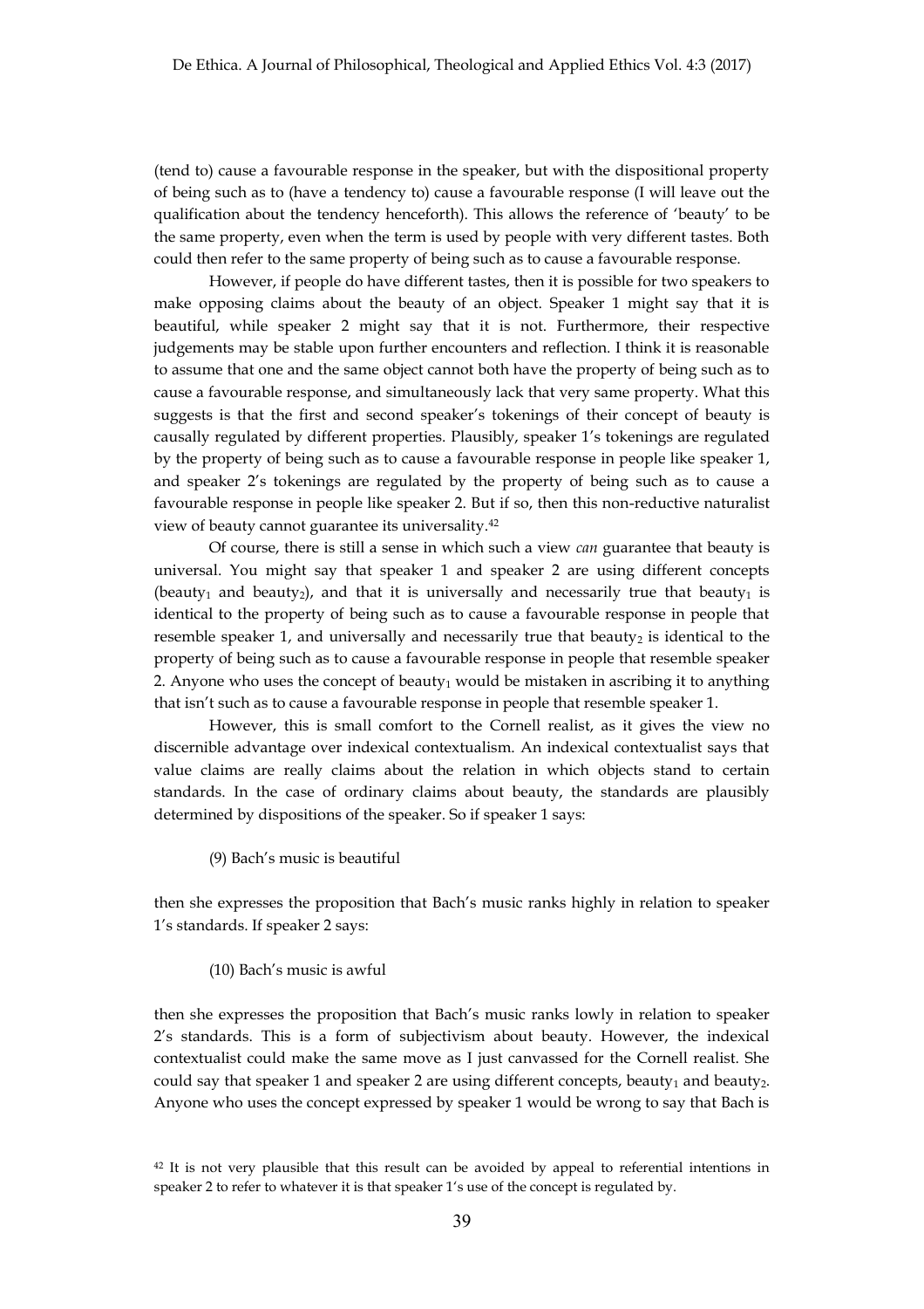(tend to) cause a favourable response in the speaker, but with the dispositional property of being such as to (have a tendency to) cause a favourable response (I will leave out the qualification about the tendency henceforth). This allows the reference of 'beauty' to be the same property, even when the term is used by people with very different tastes. Both could then refer to the same property of being such as to cause a favourable response.

However, if people do have different tastes, then it is possible for two speakers to make opposing claims about the beauty of an object. Speaker 1 might say that it is beautiful, while speaker 2 might say that it is not. Furthermore, their respective judgements may be stable upon further encounters and reflection. I think it is reasonable to assume that one and the same object cannot both have the property of being such as to cause a favourable response, and simultaneously lack that very same property. What this suggests is that the first and second speaker's tokenings of their concept of beauty is causally regulated by different properties. Plausibly, speaker 1's tokenings are regulated by the property of being such as to cause a favourable response in people like speaker 1, and speaker 2's tokenings are regulated by the property of being such as to cause a favourable response in people like speaker 2. But if so, then this non-reductive naturalist view of beauty cannot guarantee its universality.[42]

Of course, there is still a sense in which such a view *can* guarantee that beauty is universal. You might say that speaker 1 and speaker 2 are using different concepts ($\text{beauty}_1$ and $\text{beauty}_2$), and that it is universally and necessarily true that $\text{beauty}_1$ is identical to the property of being such as to cause a favourable response in people that resemble speaker 1, and universally and necessarily true that $\text{beauty}_2$ is identical to the property of being such as to cause a favourable response in people that resemble speaker 2. Anyone who uses the concept of $\text{beauty}_1$ would be mistaken in ascribing it to anything that isn't such as to cause a favourable response in people that resemble speaker 1.

However, this is small comfort to the Cornell realist, as it gives the view no discernible advantage over indexical contextualism. An indexical contextualist says that value claims are really claims about the relation in which objects stand to certain standards. In the case of ordinary claims about beauty, the standards are plausibly determined by dispositions of the speaker. So if speaker 1 says:

(9) Bach's music is beautiful

then she expresses the proposition that Bach's music ranks highly in relation to speaker 1's standards. If speaker 2 says:

(10) Bach's music is awful

then she expresses the proposition that Bach's music ranks lowly in relation to speaker 2's standards. This is a form of subjectivism about beauty. However, the indexical contextualist could make the same move as I just canvassed for the Cornell realist. She could say that speaker 1 and speaker 2 are using different concepts, $\text{beauty}_1$ and $\text{beauty}_2$. Anyone who uses the concept expressed by speaker 1 would be wrong to say that Bach is

[42] It is not very plausible that this result can be avoided by appeal to referential intentions in speaker 2 to refer to whatever it is that speaker 1's use of the concept is regulated by.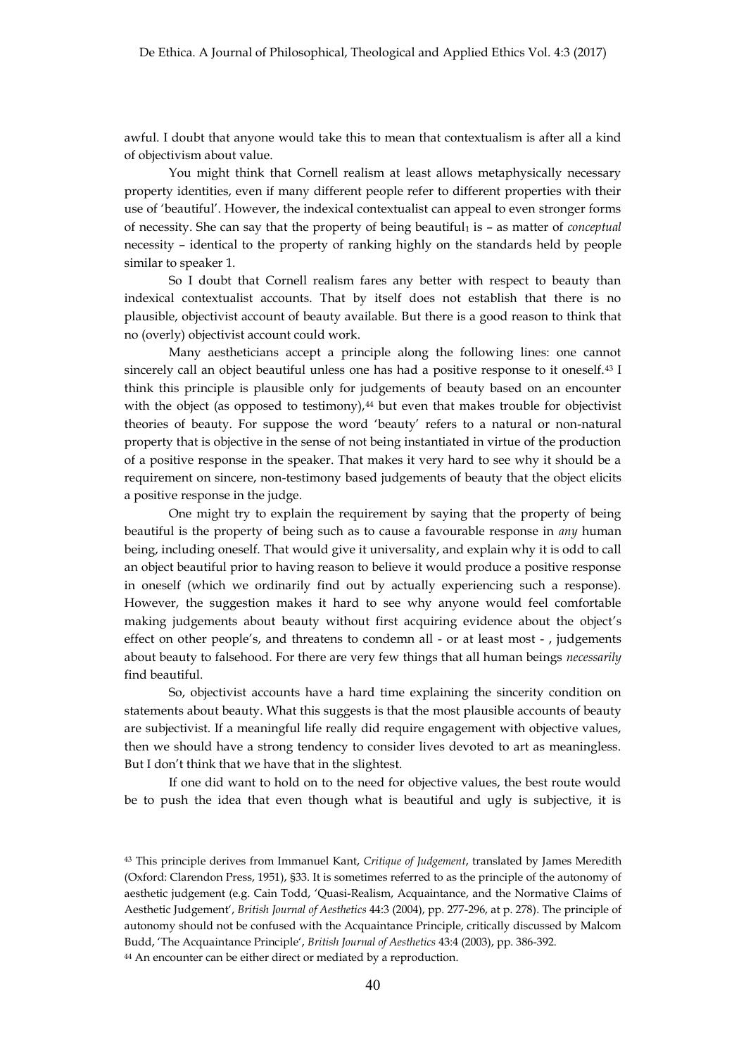awful. I doubt that anyone would take this to mean that contextualism is after all a kind of objectivism about value.

You might think that Cornell realism at least allows metaphysically necessary property identities, even if many different people refer to different properties with their use of 'beautiful'. However, the indexical contextualist can appeal to even stronger forms of necessity. She can say that the property of being $beautiful_1$ is – as matter of *conceptual* necessity – identical to the property of ranking highly on the standards held by people similar to speaker 1.

So I doubt that Cornell realism fares any better with respect to beauty than indexical contextualist accounts. That by itself does not establish that there is no plausible, objectivist account of beauty available. But there is a good reason to think that no (overly) objectivist account could work.

Many aestheticians accept a principle along the following lines: one cannot sincerely call an object beautiful unless one has had a positive response to it oneself.[43] I think this principle is plausible only for judgements of beauty based on an encounter with the object (as opposed to testimony),[44] but even that makes trouble for objectivist theories of beauty. For suppose the word 'beauty' refers to a natural or non-natural property that is objective in the sense of not being instantiated in virtue of the production of a positive response in the speaker. That makes it very hard to see why it should be a requirement on sincere, non-testimony based judgements of beauty that the object elicits a positive response in the judge.

One might try to explain the requirement by saying that the property of being beautiful is the property of being such as to cause a favourable response in *any* human being, including oneself. That would give it universality, and explain why it is odd to call an object beautiful prior to having reason to believe it would produce a positive response in oneself (which we ordinarily find out by actually experiencing such a response). However, the suggestion makes it hard to see why anyone would feel comfortable making judgements about beauty without first acquiring evidence about the object's effect on other people's, and threatens to condemn all - or at least most - , judgements about beauty to falsehood. For there are very few things that all human beings *necessarily* find beautiful.

So, objectivist accounts have a hard time explaining the sincerity condition on statements about beauty. What this suggests is that the most plausible accounts of beauty are subjectivist. If a meaningful life really did require engagement with objective values, then we should have a strong tendency to consider lives devoted to art as meaningless. But I don't think that we have that in the slightest.

If one did want to hold on to the need for objective values, the best route would be to push the idea that even though what is beautiful and ugly is subjective, it is

---

[43] This principle derives from Immanuel Kant, *Critique of Judgement*, translated by James Meredith (Oxford: Clarendon Press, 1951), §33. It is sometimes referred to as the principle of the autonomy of aesthetic judgement (e.g. Cain Todd, 'Quasi-Realism, Acquaintance, and the Normative Claims of Aesthetic Judgement', *British Journal of Aesthetics* 44:3 (2004), pp. 277-296, at p. 278). The principle of autonomy should not be confused with the Acquaintance Principle, critically discussed by Malcom Budd, 'The Acquaintance Principle', *British Journal of Aesthetics* 43:4 (2003), pp. 386-392.

[44] An encounter can be either direct or mediated by a reproduction.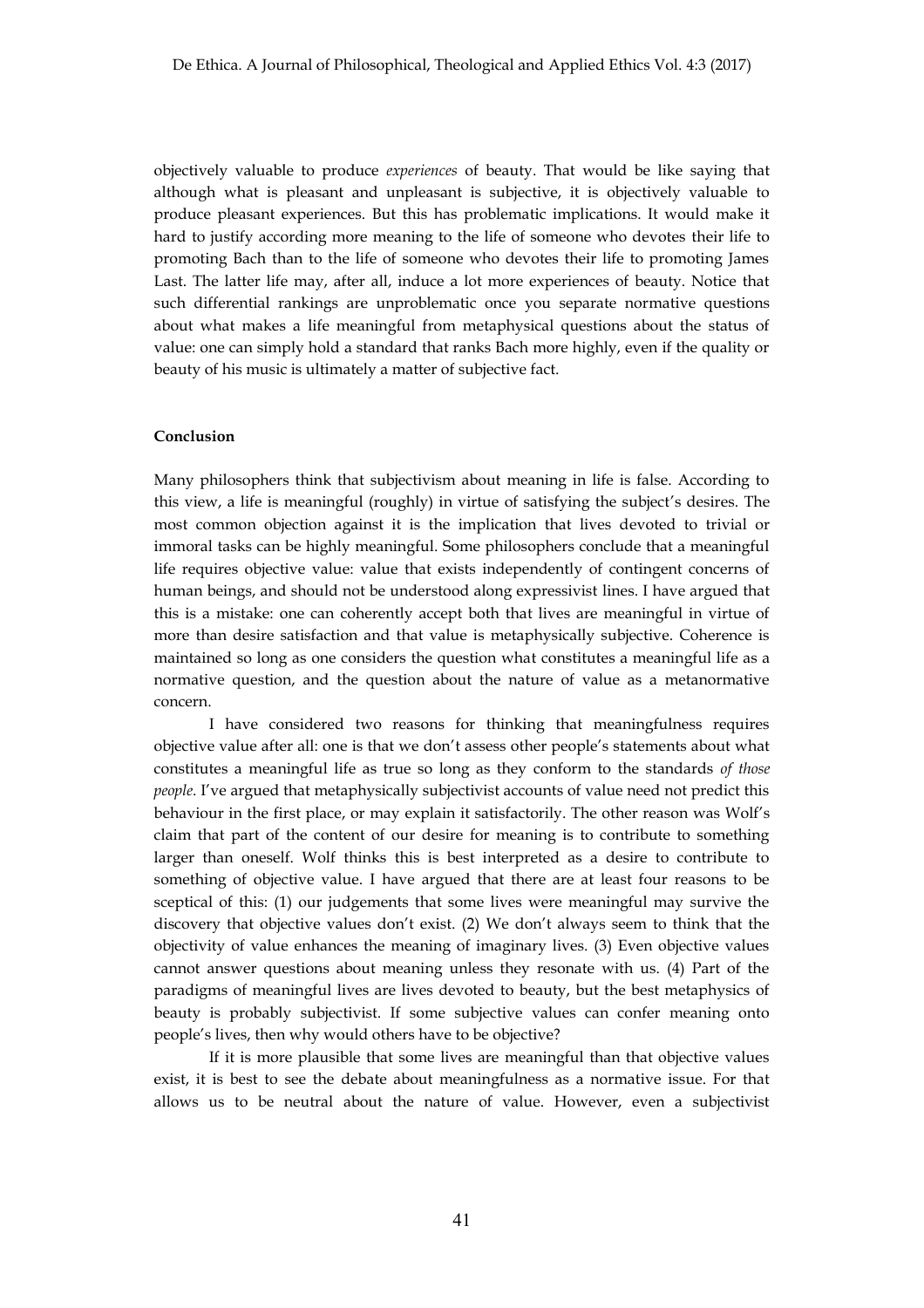objectively valuable to produce *experiences* of beauty. That would be like saying that although what is pleasant and unpleasant is subjective, it is objectively valuable to produce pleasant experiences. But this has problematic implications. It would make it hard to justify according more meaning to the life of someone who devotes their life to promoting Bach than to the life of someone who devotes their life to promoting James Last. The latter life may, after all, induce a lot more experiences of beauty. Notice that such differential rankings are unproblematic once you separate normative questions about what makes a life meaningful from metaphysical questions about the status of value: one can simply hold a standard that ranks Bach more highly, even if the quality or beauty of his music is ultimately a matter of subjective fact.

**Conclusion**

Many philosophers think that subjectivism about meaning in life is false. According to this view, a life is meaningful (roughly) in virtue of satisfying the subject's desires. The most common objection against it is the implication that lives devoted to trivial or immoral tasks can be highly meaningful. Some philosophers conclude that a meaningful life requires objective value: value that exists independently of contingent concerns of human beings, and should not be understood along expressivist lines. I have argued that this is a mistake: one can coherently accept both that lives are meaningful in virtue of more than desire satisfaction and that value is metaphysically subjective. Coherence is maintained so long as one considers the question what constitutes a meaningful life as a normative question, and the question about the nature of value as a metanormative concern.

I have considered two reasons for thinking that meaningfulness requires objective value after all: one is that we don't assess other people's statements about what constitutes a meaningful life as true so long as they conform to the standards *of those people*. I've argued that metaphysically subjectivist accounts of value need not predict this behaviour in the first place, or may explain it satisfactorily. The other reason was Wolf's claim that part of the content of our desire for meaning is to contribute to something larger than oneself. Wolf thinks this is best interpreted as a desire to contribute to something of objective value. I have argued that there are at least four reasons to be sceptical of this: (1) our judgements that some lives were meaningful may survive the discovery that objective values don't exist. (2) We don't always seem to think that the objectivity of value enhances the meaning of imaginary lives. (3) Even objective values cannot answer questions about meaning unless they resonate with us. (4) Part of the paradigms of meaningful lives are lives devoted to beauty, but the best metaphysics of beauty is probably subjectivist. If some subjective values can confer meaning onto people's lives, then why would others have to be objective?

If it is more plausible that some lives are meaningful than that objective values exist, it is best to see the debate about meaningfulness as a normative issue. For that allows us to be neutral about the nature of value. However, even a subjectivist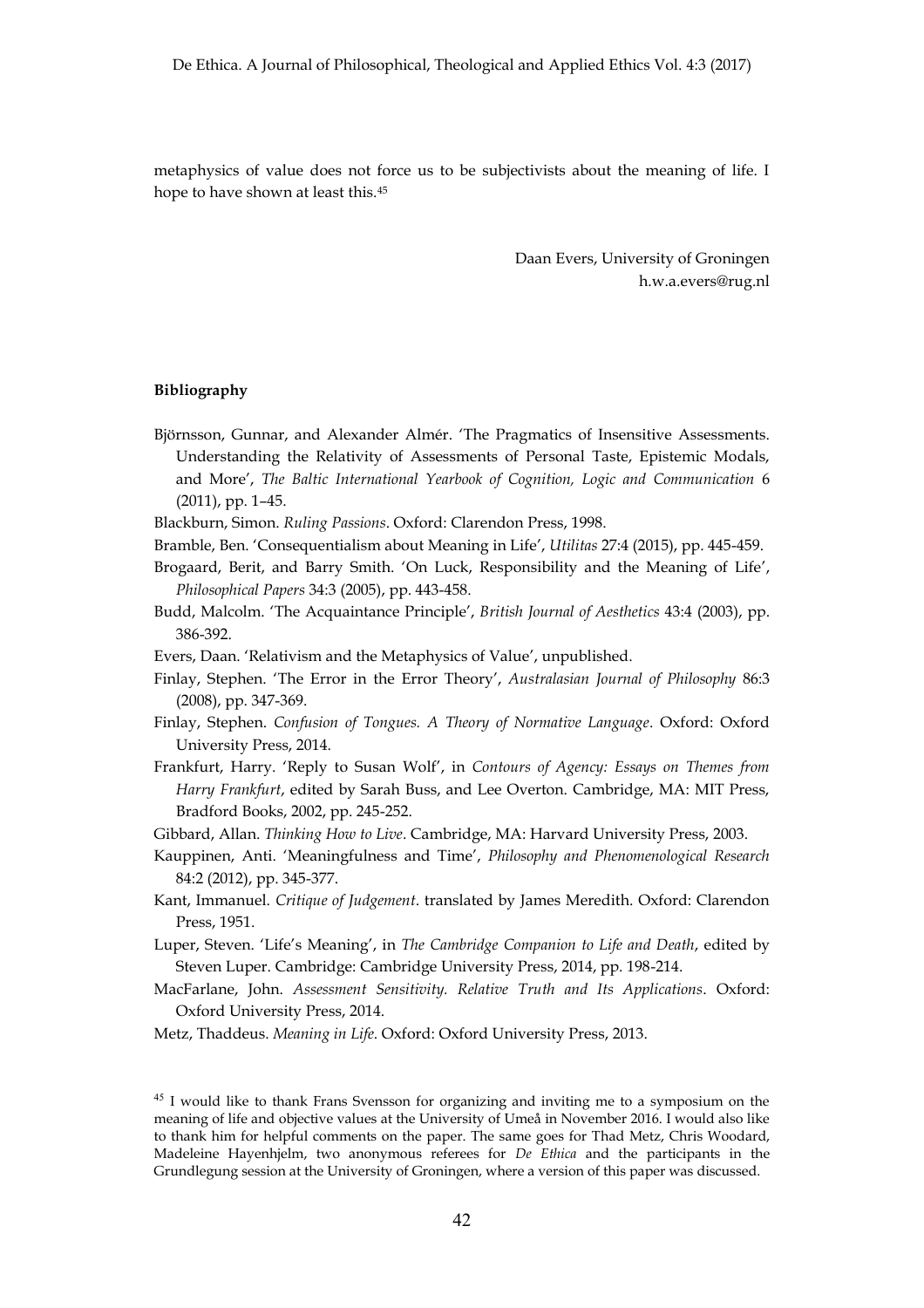metaphysics of value does not force us to be subjectivists about the meaning of life. I hope to have shown at least this.[45]

Daan Evers, University of Groningen
h.w.a.evers@rug.nl

**Bibliography**

Björnsson, Gunnar, and Alexander Almér. 'The Pragmatics of Insensitive Assessments. Understanding the Relativity of Assessments of Personal Taste, Epistemic Modals, and More', *The Baltic International Yearbook of Cognition, Logic and Communication* 6 (2011), pp. 1–45.

Blackburn, Simon. *Ruling Passions*. Oxford: Clarendon Press, 1998.

Bramble, Ben. 'Consequentialism about Meaning in Life', *Utilitas* 27:4 (2015), pp. 445-459.

Brogaard, Berit, and Barry Smith. 'On Luck, Responsibility and the Meaning of Life', *Philosophical Papers* 34:3 (2005), pp. 443-458.

Budd, Malcolm. 'The Acquaintance Principle', *British Journal of Aesthetics* 43:4 (2003), pp. 386-392.

Evers, Daan. 'Relativism and the Metaphysics of Value', unpublished.

Finlay, Stephen. 'The Error in the Error Theory', *Australasian Journal of Philosophy* 86:3 (2008), pp. 347-369.

Finlay, Stephen. *Confusion of Tongues. A Theory of Normative Language*. Oxford: Oxford University Press, 2014.

Frankfurt, Harry. 'Reply to Susan Wolf', in *Contours of Agency: Essays on Themes from Harry Frankfurt*, edited by Sarah Buss, and Lee Overton. Cambridge, MA: MIT Press, Bradford Books, 2002, pp. 245-252.

Gibbard, Allan. *Thinking How to Live*. Cambridge, MA: Harvard University Press, 2003.

Kauppinen, Anti. 'Meaningfulness and Time', *Philosophy and Phenomenological Research* 84:2 (2012), pp. 345-377.

Kant, Immanuel. *Critique of Judgement*. translated by James Meredith. Oxford: Clarendon Press, 1951.

Luper, Steven. 'Life's Meaning', in *The Cambridge Companion to Life and Death*, edited by Steven Luper. Cambridge: Cambridge University Press, 2014, pp. 198-214.

MacFarlane, John. *Assessment Sensitivity. Relative Truth and Its Applications*. Oxford: Oxford University Press, 2014.

Metz, Thaddeus. *Meaning in Life*. Oxford: Oxford University Press, 2013.

[45] I would like to thank Frans Svensson for organizing and inviting me to a symposium on the meaning of life and objective values at the University of Umeå in November 2016. I would also like to thank him for helpful comments on the paper. The same goes for Thad Metz, Chris Woodard, Madeleine Hayenhjelm, two anonymous referees for *De Ethica* and the participants in the Grundlegung session at the University of Groningen, where a version of this paper was discussed.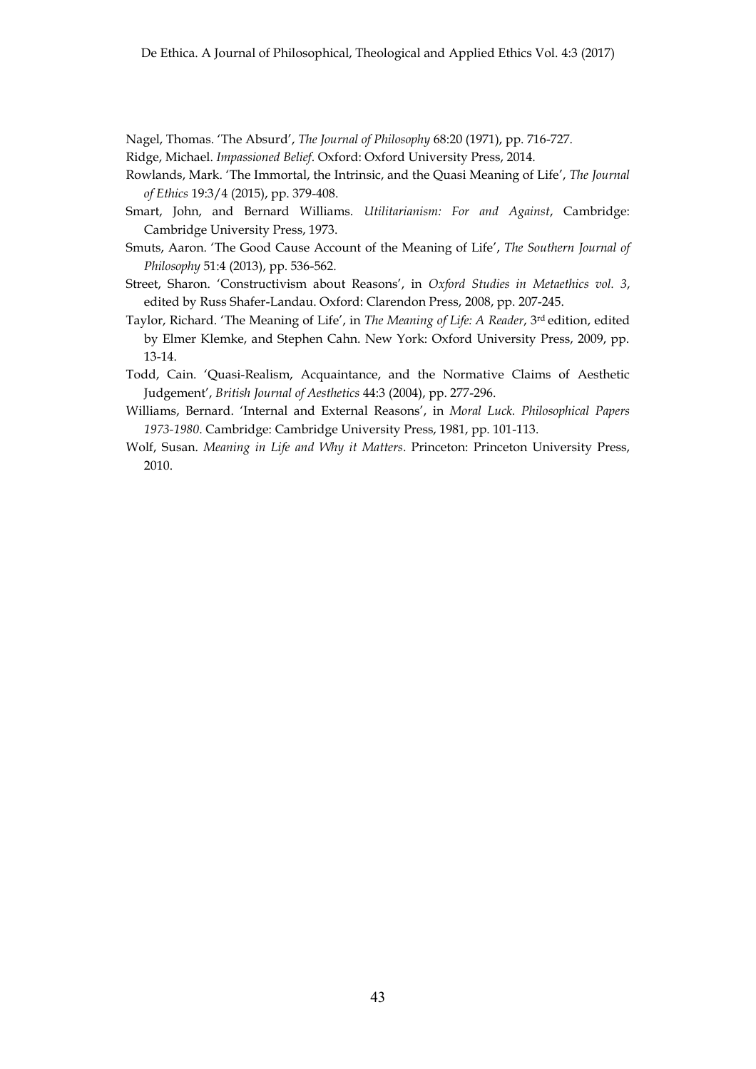Nagel, Thomas. 'The Absurd', *The Journal of Philosophy* 68:20 (1971), pp. 716-727.

Ridge, Michael. *Impassioned Belief*. Oxford: Oxford University Press, 2014.

Rowlands, Mark. 'The Immortal, the Intrinsic, and the Quasi Meaning of Life', *The Journal of Ethics* 19:3/4 (2015), pp. 379-408.

Smart, John, and Bernard Williams. *Utilitarianism: For and Against*, Cambridge: Cambridge University Press, 1973.

Smuts, Aaron. 'The Good Cause Account of the Meaning of Life', *The Southern Journal of Philosophy* 51:4 (2013), pp. 536-562.

Street, Sharon. 'Constructivism about Reasons', in *Oxford Studies in Metaethics vol. 3*, edited by Russ Shafer-Landau. Oxford: Clarendon Press, 2008, pp. 207-245.

Taylor, Richard. 'The Meaning of Life', in *The Meaning of Life: A Reader*, 3rd edition, edited by Elmer Klemke, and Stephen Cahn. New York: Oxford University Press, 2009, pp. 13-14.

Todd, Cain. 'Quasi-Realism, Acquaintance, and the Normative Claims of Aesthetic Judgement', *British Journal of Aesthetics* 44:3 (2004), pp. 277-296.

Williams, Bernard. 'Internal and External Reasons', in *Moral Luck. Philosophical Papers 1973-1980*. Cambridge: Cambridge University Press, 1981, pp. 101-113.

Wolf, Susan. *Meaning in Life and Why it Matters*. Princeton: Princeton University Press, 2010.